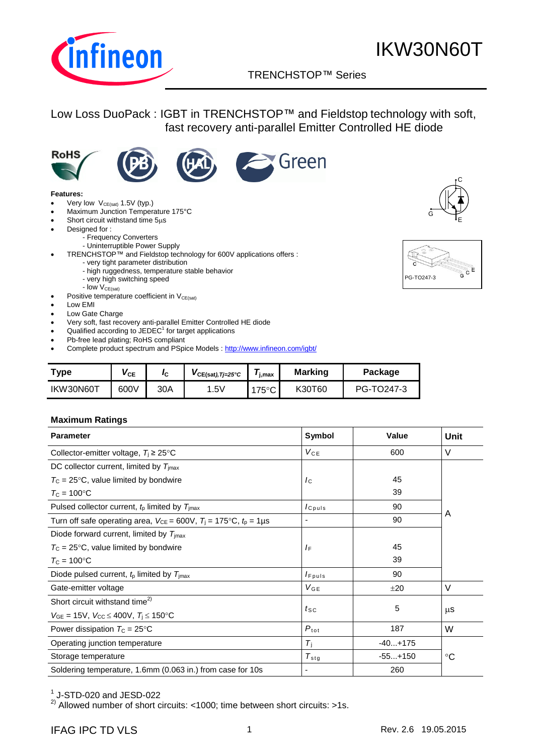# IKW30N60T

TRENCHSTOP™ Series

## Low Loss DuoPack : IGBT in TRENCHSTOP™ and Fieldstop technology with soft, fast recovery anti-parallel Emitter Controlled HE diode

**Features:**

- Very low $V_{CE(sat)}$ 1.5V (typ.)
- Maximum Junction Temperature 175°C
- Short circuit withstand time 5µs
- Designed for :
  - Frequency Converters
  - Uninterruptible Power Supply
- TRENCHSTOP™ and Fieldstop technology for 600V applications offers :
  - very tight parameter distribution
  - high ruggedness, temperature stable behavior
  - very high switching speed
  - low $V_{CE(sat)}$
- Positive temperature coefficient in $V_{CE(sat)}$
- Low EMI
- Low Gate Charge
- Very soft, fast recovery anti-parallel Emitter Controlled HE diode
- Qualified according to JEDEC[1] for target applications
- Pb-free lead plating; RoHS compliant
- Complete product spectrum and PSpice Models : http://www.infineon.com/igbt/

PG-TO247-3

| Type | $V_{CE}$ | $I_C$ | $V_{CE(sat),Tj=25°C}$ | $T_{j,max}$ | Marking | Package |
|---|---|---|---|---|---|---|
| IKW30N60T | 600V | 30A | 1.5V | 175°C | K30T60 | PG-TO247-3 |

### Maximum Ratings

| Parameter | Symbol | Value | Unit |
|---|---|---|---|
| Collector-emitter voltage, $T_j \geq 25°C$ | $V_{CE}$ | 600 | V |
| DC collector current, limited by $T_{jmax}$ <br> $T_C = 25°C$, value limited by bondwire <br> $T_C = 100°C$ | $I_C$ | <br>45<br>39 | A |
| Pulsed collector current, $t_p$ limited by $T_{jmax}$ | $I_{Cpuls}$ | 90 | A |
| Turn off safe operating area, $V_{CE} = 600V$, $T_j = 175°C$, $t_p = 1µs$ | - | 90 | A |
| Diode forward current, limited by $T_{jmax}$ <br> $T_C = 25°C$, value limited by bondwire <br> $T_C = 100°C$ | $I_F$ | <br>45<br>39 | A |
| Diode pulsed current, $t_p$ limited by $T_{jmax}$ | $I_{Fpuls}$ | 90 | A |
| Gate-emitter voltage | $V_{GE}$ | ±20 | V |
| Short circuit withstand time[2)] <br> $V_{GE} = 15V$, $V_{CC} \leq 400V$, $T_j \leq 150°C$ | $t_{SC}$ | 5 | µs |
| Power dissipation $T_C = 25°C$ | $P_{tot}$ | 187 | W |
| Operating junction temperature | $T_j$ | -40...+175 | °C |
| Storage temperature | $T_{stg}$ | -55...+150 | °C |
| Soldering temperature, 1.6mm (0.063 in.) from case for 10s | - | 260 | °C |

[1] J-STD-020 and JESD-022

[2)] Allowed number of short circuits: <1000; time between short circuits: >1s.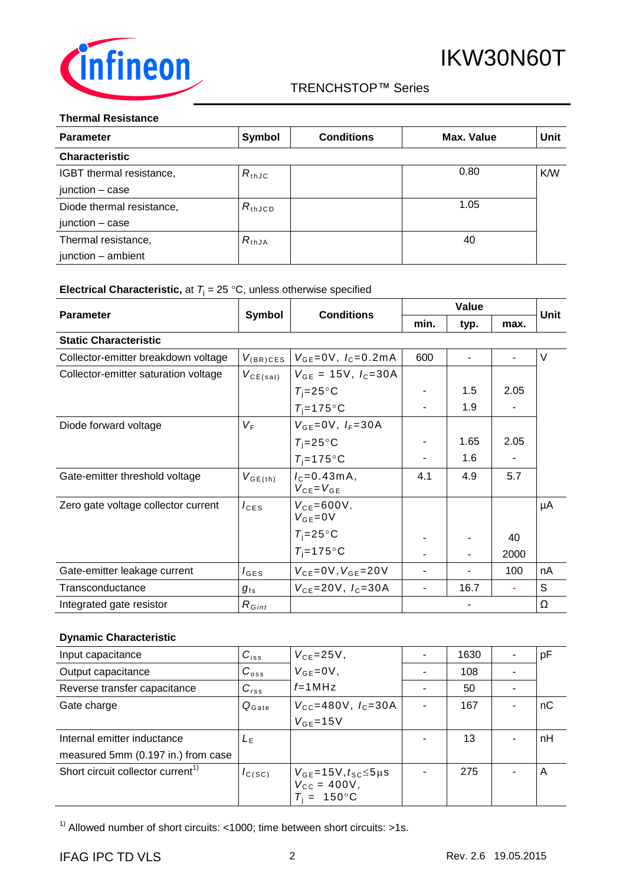### Thermal Resistance

| Parameter | Symbol | Conditions | Max. Value | Unit |
|---|---|---|---|---|
| **Characteristic** | | | | |
| IGBT thermal resistance, junction – case | $R_{thJC}$ | | 0.80 | K/W |
| Diode thermal resistance, junction – case | $R_{thJCD}$ | | 1.05 | |
| Thermal resistance, junction – ambient | $R_{thJA}$ | | 40 | |

### Electrical Characteristic, at $T_j$ = 25 °C, unless otherwise specified

| Parameter | Symbol | Conditions | Value | | | Unit |
|---|---|---|---|---|---|---|
| | | | min. | typ. | max. | |
| **Static Characteristic** | | | | | | |
| Collector-emitter breakdown voltage | $V_{(BR)CES}$ | $V_{GE}$=0V, $I_C$=0.2mA | 600 | - | - | V |
| Collector-emitter saturation voltage | $V_{CE(sat)}$ | $V_{GE}$ = 15V, $I_C$=30A | | | | |
| | | $T_j$=25°C | - | 1.5 | 2.05 | |
| | | $T_j$=175°C | - | 1.9 | - | |
| Diode forward voltage | $V_F$ | $V_{GE}$=0V, $I_F$=30A | | | | |
| | | $T_j$=25°C | - | 1.65 | 2.05 | |
| | | $T_j$=175°C | - | 1.6 | - | |
| Gate-emitter threshold voltage | $V_{GE(th)}$ | $I_C$=0.43mA, $V_{CE}$=$V_{GE}$ | 4.1 | 4.9 | 5.7 | |
| Zero gate voltage collector current | $I_{CES}$ | $V_{CE}$=600V, $V_{GE}$=0V | | | | µA |
| | | $T_j$=25°C | - | - | 40 | |
| | | $T_j$=175°C | - | - | 2000 | |
| Gate-emitter leakage current | $I_{GES}$ | $V_{CE}$=0V, $V_{GE}$=20V | - | - | 100 | nA |
| Transconductance | $g_{fs}$ | $V_{CE}$=20V, $I_C$=30A | - | 16.7 | - | S |
| Integrated gate resistor | $R_{Gint}$ | | | - | | Ω |

### Dynamic Characteristic

| Parameter | Symbol | Conditions | min. | typ. | max. | Unit |
|---|---|---|---|---|---|---|
| Input capacitance | $C_{iss}$ | $V_{CE}$=25V, | - | 1630 | - | pF |
| Output capacitance | $C_{oss}$ | $V_{GE}$=0V, | - | 108 | - | |
| Reverse transfer capacitance | $C_{rss}$ | $f$=1MHz | - | 50 | - | |
| Gate charge | $Q_{Gate}$ | $V_{CC}$=480V, $I_C$=30A $V_{GE}$=15V | - | 167 | - | nC |
| Internal emitter inductance measured 5mm (0.197 in.) from case | $L_E$ | | - | 13 | - | nH |
| Short circuit collector current[1)] | $I_{C(SC)}$ | $V_{GE}$=15V, $t_{SC}$≤5µs $V_{CC}$ = 400V, $T_j$ = 150°C | - | 275 | - | A |

[1)] Allowed number of short circuits: <1000; time between short circuits: >1s.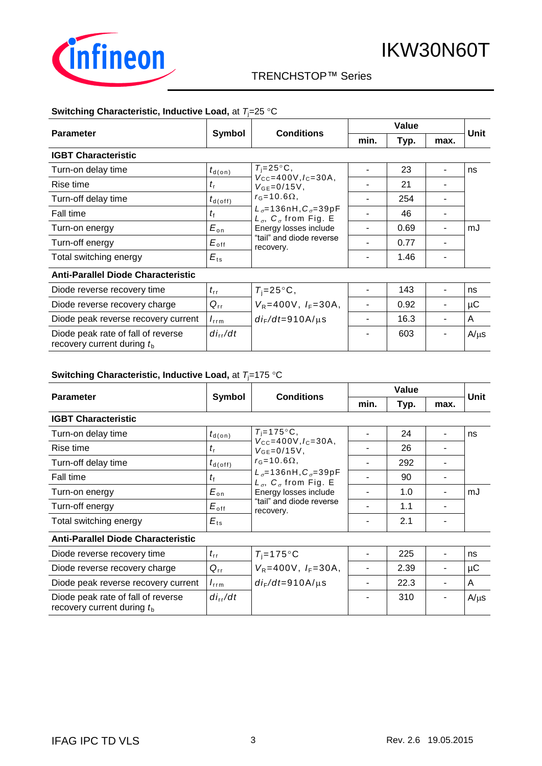**Switching Characteristic, Inductive Load,** at $T_j$=25 °C

| Parameter | Symbol | Conditions | Value | | | Unit |
|---|---|---|---|---|---|---|
| | | | min. | Typ. | max. | |
| **IGBT Characteristic** | | | | | | |
| Turn-on delay time | $t_{d(on)}$ | $T_j$=25°C, $V_{CC}$=400V, $I_C$=30A, $V_{GE}$=0/15V, $r_G$=10.6Ω, $L_\sigma$=136nH, $C_\sigma$=39pF $L_\sigma$, $C_\sigma$ from Fig. E Energy losses include "tail" and diode reverse recovery. | - | 23 | - | ns |
| Rise time | $t_r$ | | - | 21 | - | |
| Turn-off delay time | $t_{d(off)}$ | | - | 254 | - | |
| Fall time | $t_f$ | | - | 46 | - | |
| Turn-on energy | $E_{on}$ | | - | 0.69 | - | mJ |
| Turn-off energy | $E_{off}$ | | - | 0.77 | - | |
| Total switching energy | $E_{ts}$ | | - | 1.46 | - | |
| **Anti-Parallel Diode Characteristic** | | | | | | |
| Diode reverse recovery time | $t_{rr}$ | $T_j$=25°C, $V_R$=400V, $I_F$=30A, $di_F/dt$=910A/µs | - | 143 | - | ns |
| Diode reverse recovery charge | $Q_{rr}$ | | - | 0.92 | - | µC |
| Diode peak reverse recovery current | $I_{rrm}$ | | - | 16.3 | - | A |
| Diode peak rate of fall of reverse recovery current during $t_b$ | $di_{rr}/dt$ | | - | 603 | - | A/µs |

**Switching Characteristic, Inductive Load,** at $T_j$=175 °C

| Parameter | Symbol | Conditions | Value | | | Unit |
|---|---|---|---|---|---|---|
| | | | min. | Typ. | max. | |
| **IGBT Characteristic** | | | | | | |
| Turn-on delay time | $t_{d(on)}$ | $T_j$=175°C, $V_{CC}$=400V, $I_C$=30A, $V_{GE}$=0/15V, $r_G$=10.6Ω, $L_\sigma$=136nH, $C_\sigma$=39pF $L_\sigma$, $C_\sigma$ from Fig. E Energy losses include "tail" and diode reverse recovery. | - | 24 | - | ns |
| Rise time | $t_r$ | | - | 26 | - | |
| Turn-off delay time | $t_{d(off)}$ | | - | 292 | - | |
| Fall time | $t_f$ | | - | 90 | - | |
| Turn-on energy | $E_{on}$ | | - | 1.0 | - | mJ |
| Turn-off energy | $E_{off}$ | | - | 1.1 | - | |
| Total switching energy | $E_{ts}$ | | - | 2.1 | - | |
| **Anti-Parallel Diode Characteristic** | | | | | | |
| Diode reverse recovery time | $t_{rr}$ | $T_j$=175°C $V_R$=400V, $I_F$=30A, $di_F/dt$=910A/µs | - | 225 | - | ns |
| Diode reverse recovery charge | $Q_{rr}$ | | - | 2.39 | - | µC |
| Diode peak reverse recovery current | $I_{rrm}$ | | - | 22.3 | - | A |
| Diode peak rate of fall of reverse recovery current during $t_b$ | $di_{rr}/dt$ | | - | 310 | - | A/µs |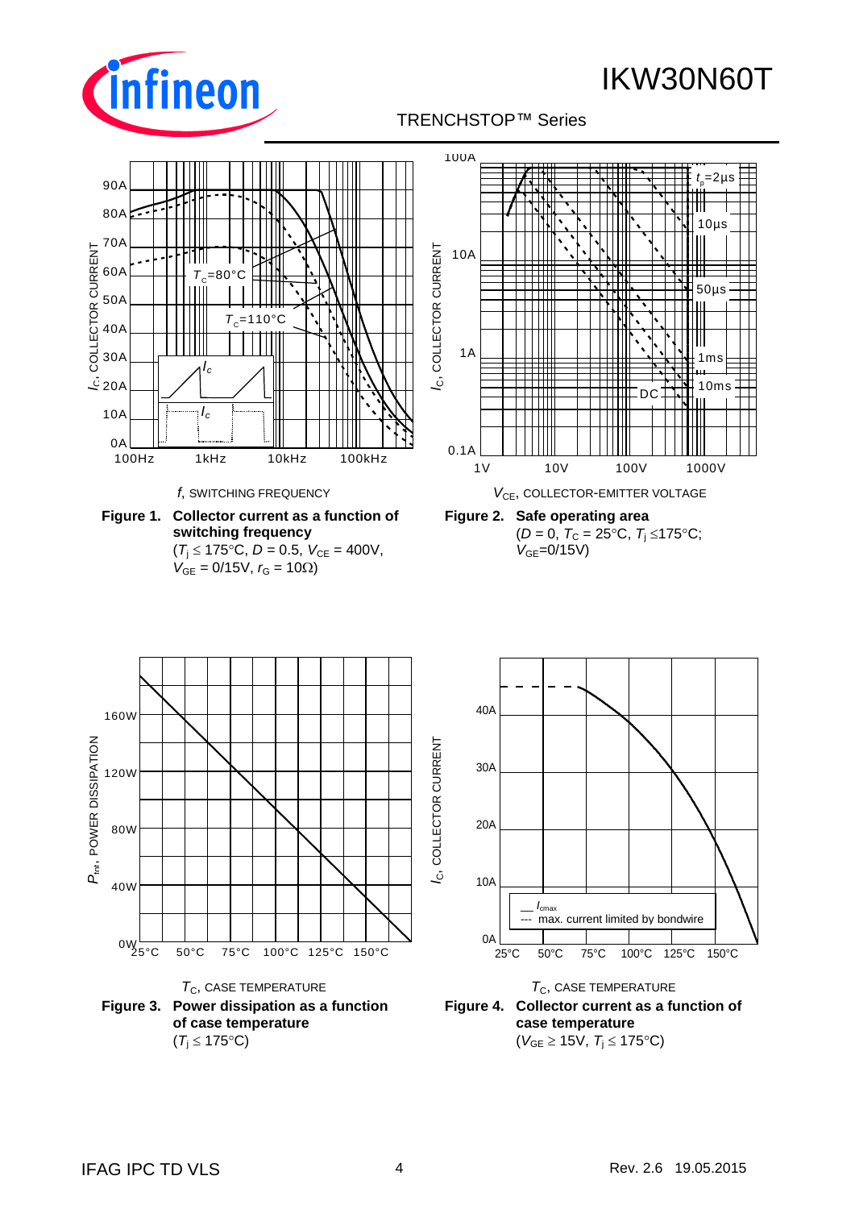**Figure 1. Collector current as a function of switching frequency**
($T_j \leq 175°C$, $D = 0.5$, $V_{CE} = 400V$, $V_{GE} = 0/15V$, $r_G = 10\Omega$)

**Figure 2. Safe operating area**
($D = 0$, $T_C = 25°C$, $T_j \leq 175°C$; $V_{GE}=0/15V$)

**Figure 3. Power dissipation as a function of case temperature**
($T_j \leq 175°C$)

**Figure 4. Collector current as a function of case temperature**
($V_{GE} \geq 15V$, $T_j \leq 175°C$)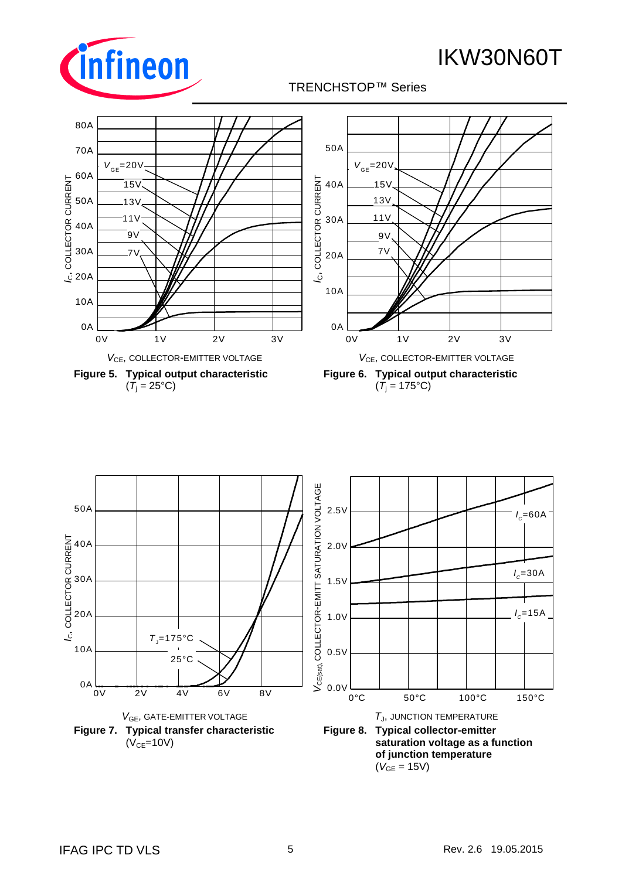**Figure 5. Typical output characteristic**
($T_j$ = 25°C)

**Figure 6. Typical output characteristic**
($T_j$ = 175°C)

**Figure 7. Typical transfer characteristic**
($V_{CE}$=10V)

**Figure 8. Typical collector-emitter saturation voltage as a function of junction temperature**
($V_{GE}$ = 15V)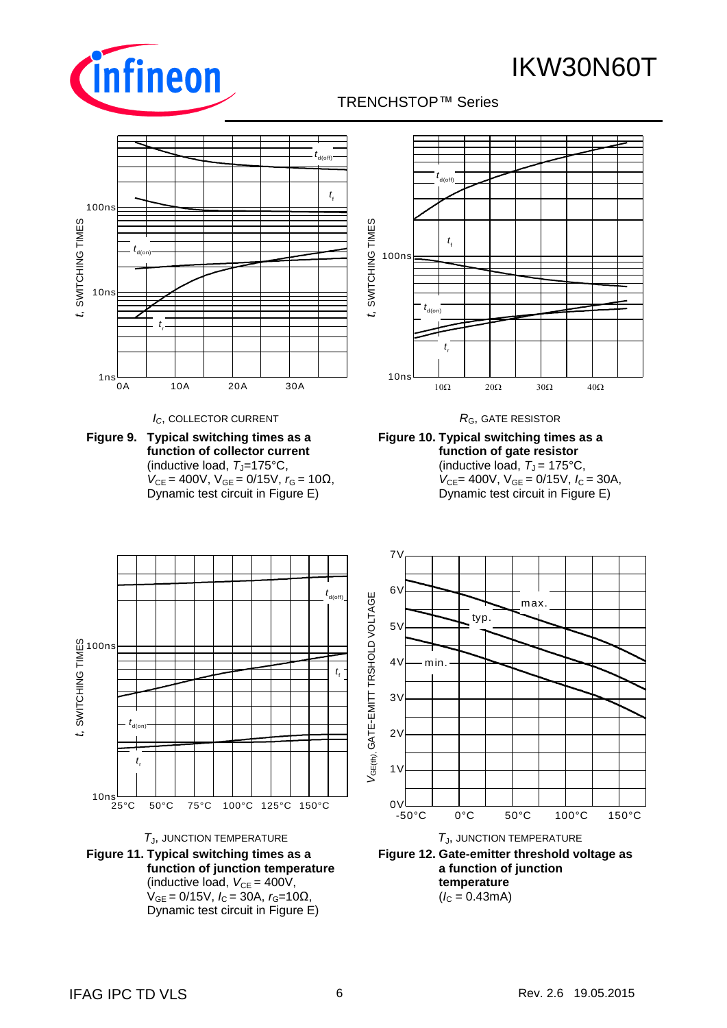$I_C$, COLLECTOR CURRENT

**Figure 9. Typical switching times as a function of collector current**
(inductive load, $T_J$=175°C, $V_{CE}$ = 400V, $V_{GE}$ = 0/15V, $r_G$ = 10Ω, Dynamic test circuit in Figure E)

$R_G$, GATE RESISTOR

**Figure 10. Typical switching times as a function of gate resistor**
(inductive load, $T_J$ = 175°C, $V_{CE}$= 400V, $V_{GE}$ = 0/15V, $I_C$ = 30A, Dynamic test circuit in Figure E)

$T_J$, JUNCTION TEMPERATURE

**Figure 11. Typical switching times as a function of junction temperature**
(inductive load, $V_{CE}$ = 400V, $V_{GE}$ = 0/15V, $I_C$ = 30A, $r_G$=10Ω, Dynamic test circuit in Figure E)

$T_J$, JUNCTION TEMPERATURE

**Figure 12. Gate-emitter threshold voltage as a function of junction temperature**
($I_C$ = 0.43mA)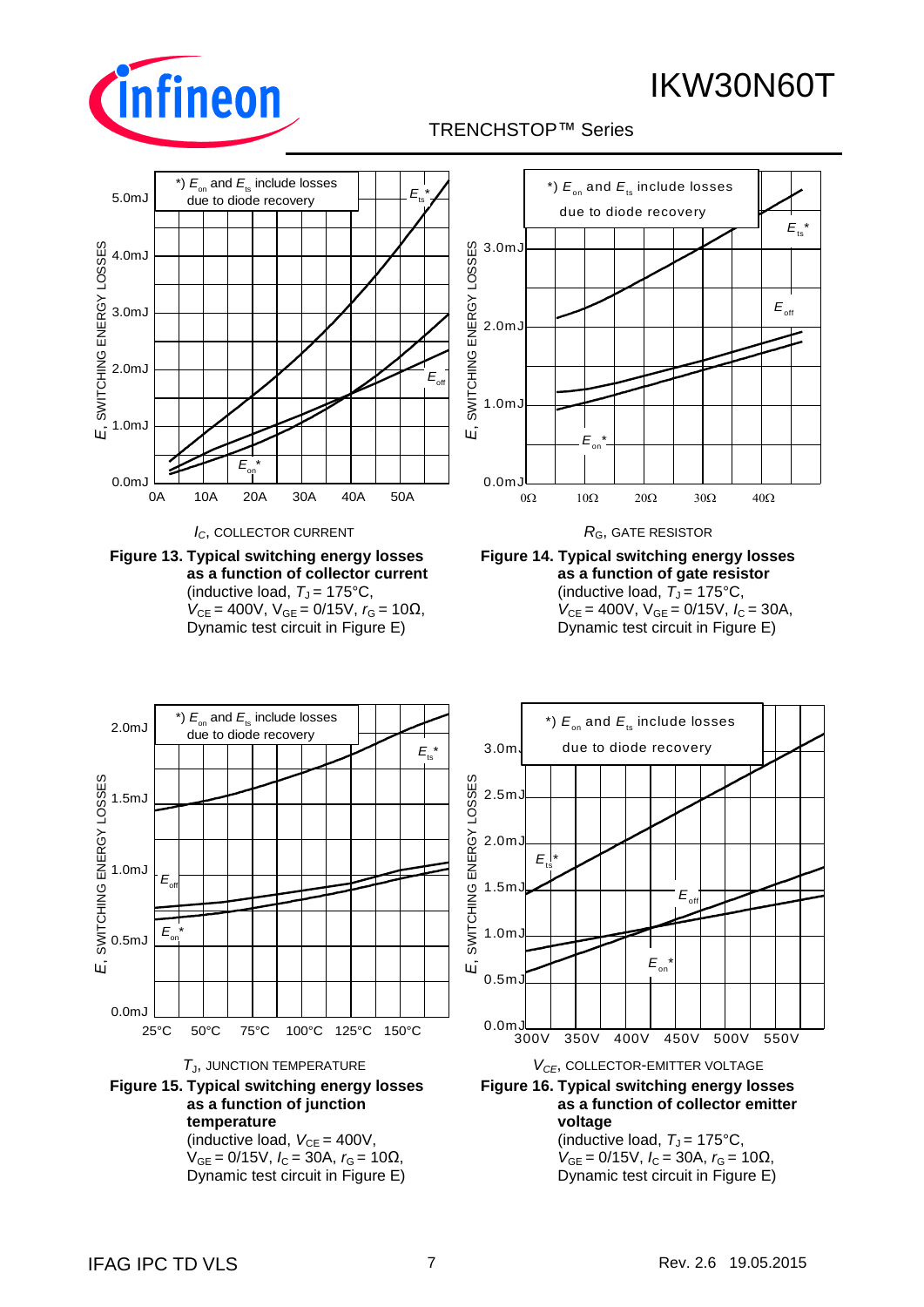*) $E_{on}$ and $E_{ts}$ include losses due to diode recovery

$E$, SWITCHING ENERGY LOSSES

$I_C$, COLLECTOR CURRENT

**Figure 13. Typical switching energy losses as a function of collector current**
(inductive load, $T_J$ = 175°C, $V_{CE}$ = 400V, $V_{GE}$ = 0/15V, $r_G$ = 10Ω, Dynamic test circuit in Figure E)

*) $E_{on}$ and $E_{ts}$ include losses due to diode recovery

$E$, SWITCHING ENERGY LOSSES

$R_G$, GATE RESISTOR

**Figure 14. Typical switching energy losses as a function of gate resistor**
(inductive load, $T_J$ = 175°C, $V_{CE}$ = 400V, $V_{GE}$ = 0/15V, $I_C$ = 30A, Dynamic test circuit in Figure E)

*) $E_{on}$ and $E_{ts}$ include losses due to diode recovery

$E$, SWITCHING ENERGY LOSSES

$T_J$, JUNCTION TEMPERATURE

**Figure 15. Typical switching energy losses as a function of junction temperature**
(inductive load, $V_{CE}$ = 400V, $V_{GE}$ = 0/15V, $I_C$ = 30A, $r_G$ = 10Ω, Dynamic test circuit in Figure E)

*) $E_{on}$ and $E_{ts}$ include losses due to diode recovery

$E$, SWITCHING ENERGY LOSSES

$V_{CE}$, COLLECTOR-EMITTER VOLTAGE

**Figure 16. Typical switching energy losses as a function of collector emitter voltage**
(inductive load, $T_J$ = 175°C, $V_{GE}$ = 0/15V, $I_C$ = 30A, $r_G$ = 10Ω, Dynamic test circuit in Figure E)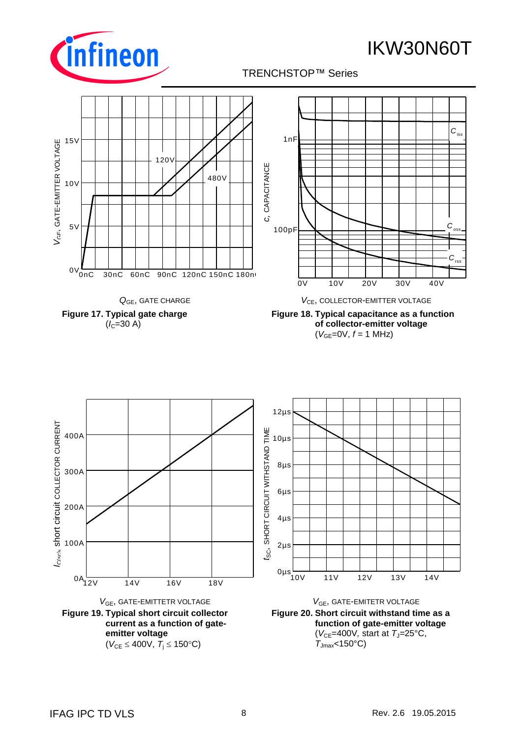$V_{GE}$, GATE-EMITTER VOLTAGE

15V

10V

5V

0V

0nC 30nC 60nC 90nC 120nC 150nC 180nC

120V

480V

$Q_{GE}$, GATE CHARGE

**Figure 17. Typical gate charge**
($I_C$=30 A)

$c$, CAPACITANCE

1nF

100pF

0V 10V 20V 30V 40V

$C_{iss}$

$C_{oss}$

$C_{rss}$

$V_{CE}$, COLLECTOR-EMITTER VOLTAGE

**Figure 18. Typical capacitance as a function of collector-emitter voltage**
($V_{GE}$=0V, $f$ = 1 MHz)

$I_{C(sc)}$, short circuit COLLECTOR CURRENT

400A

300A

200A

100A

0A

12V 14V 16V 18V

$V_{GE}$, GATE-EMITTETR VOLTAGE

**Figure 19. Typical short circuit collector current as a function of gate-emitter voltage**
($V_{CE} \leq$ 400V, $T_j \leq$ 150°C)

$t_{SC}$, SHORT CIRCUIT WITHSTAND TIME

12µs

10µs

8µs

6µs

4µs

2µs

0µs

10V 11V 12V 13V 14V

$V_{GE}$, GATE-EMITETR VOLTAGE

**Figure 20. Short circuit withstand time as a function of gate-emitter voltage**
($V_{CE}$=400V, start at $T_J$=25°C, $T_{Jmax}$<150°C)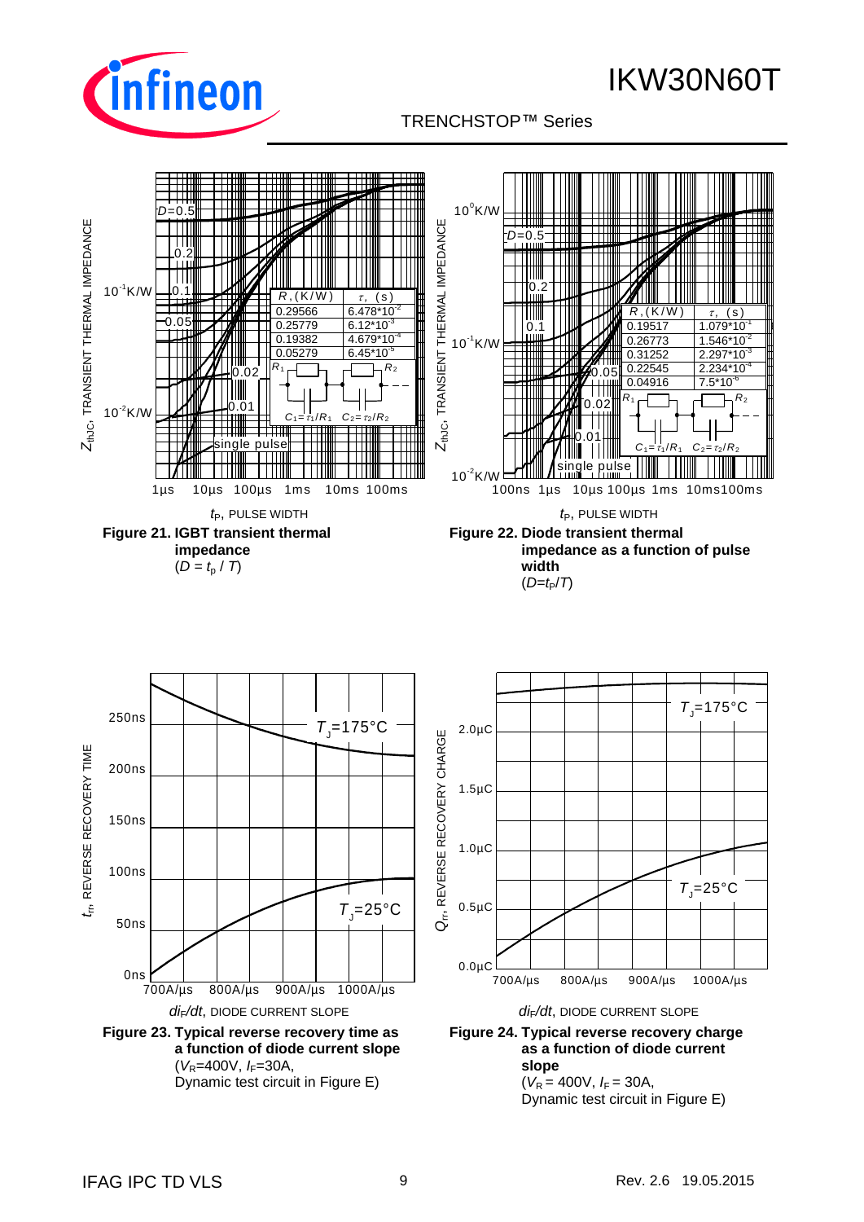| $R$, (K/W) | $\tau$, (s) |
|---|---|
| 0.29566 | $6.478 \cdot 10^{-2}$ |
| 0.25779 | $6.12 \cdot 10^{-3}$ |
| 0.19382 | $4.679 \cdot 10^{-4}$ |
| 0.05279 | $6.45 \cdot 10^{-5}$ |

$C_1 = \tau_1/R_1$   $C_2 = \tau_2/R_2$

**Figure 21. IGBT transient thermal impedance**
($D = t_p / T$)

| $R$, (K/W) | $\tau$, (s) |
|---|---|
| 0.19517 | $1.079 \cdot 10^{-1}$ |
| 0.26773 | $1.546 \cdot 10^{-2}$ |
| 0.31252 | $2.297 \cdot 10^{-3}$ |
| 0.22545 | $2.234 \cdot 10^{-4}$ |
| 0.04916 | $7.5 \cdot 10^{-6}$ |

$C_1 = \tau_1/R_1$   $C_2 = \tau_2/R_2$

**Figure 22. Diode transient thermal impedance as a function of pulse width**
($D = t_P/T$)

**Figure 23. Typical reverse recovery time as a function of diode current slope**
($V_R$=400V, $I_F$=30A,
Dynamic test circuit in Figure E)

**Figure 24. Typical reverse recovery charge as a function of diode current slope**
($V_R$ = 400V, $I_F$ = 30A,
Dynamic test circuit in Figure E)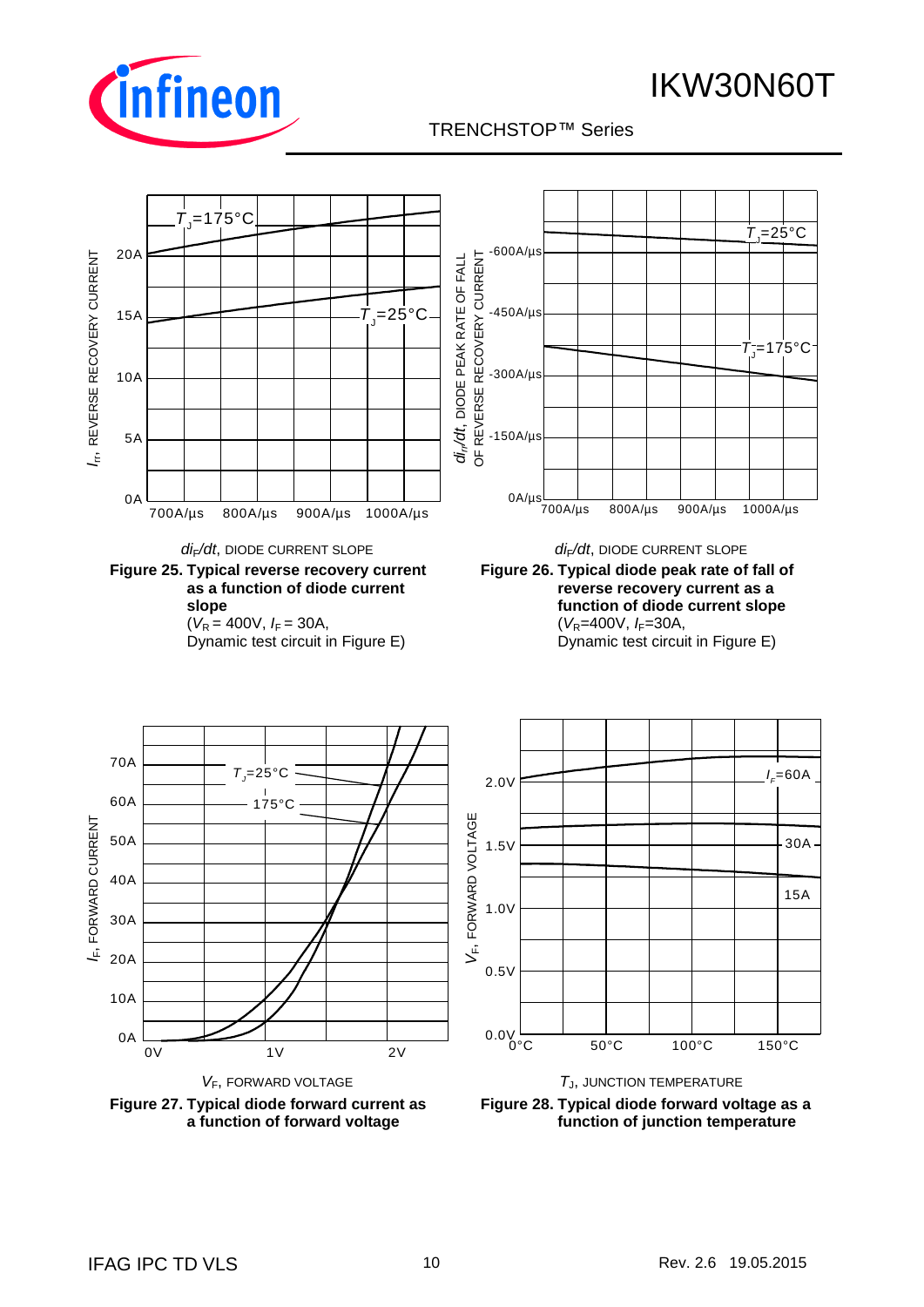**Figure 25. Typical reverse recovery current as a function of diode current slope**
($V_R$ = 400V, $I_F$ = 30A, Dynamic test circuit in Figure E)

**Figure 26. Typical diode peak rate of fall of reverse recovery current as a function of diode current slope**
($V_R$=400V, $I_F$=30A, Dynamic test circuit in Figure E)

**Figure 27. Typical diode forward current as a function of forward voltage**

**Figure 28. Typical diode forward voltage as a function of junction temperature**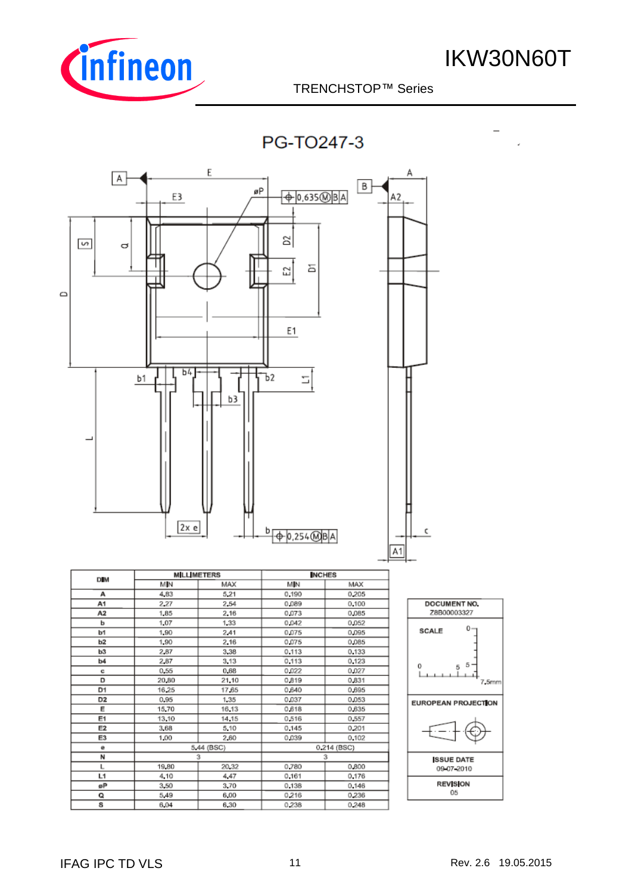## PG-TO247-3

| DIM | MILLIMETERS | | INCHES | |
|---|---|---|---|---|
| | MIN | MAX | MIN | MAX |
| A | 4.83 | 5.21 | 0.190 | 0.205 |
| A1 | 2.27 | 2.54 | 0.089 | 0.100 |
| A2 | 1.85 | 2.16 | 0.073 | 0.085 |
| b | 1.07 | 1.33 | 0.042 | 0.052 |
| b1 | 1.90 | 2.41 | 0.075 | 0.095 |
| b2 | 1.90 | 2.16 | 0.075 | 0.085 |
| b3 | 2.87 | 3.38 | 0.113 | 0.133 |
| b4 | 2.87 | 3.13 | 0.113 | 0.123 |
| c | 0.55 | 0.68 | 0.022 | 0.027 |
| D | 20.80 | 21.10 | 0.819 | 0.831 |
| D1 | 16.25 | 17.65 | 0.640 | 0.695 |
| D2 | 0.95 | 1.35 | 0.037 | 0.053 |
| E | 15.70 | 16.13 | 0.618 | 0.635 |
| E1 | 13.10 | 14.15 | 0.516 | 0.557 |
| E2 | 3.68 | 5.10 | 0.145 | 0.201 |
| E3 | 1.00 | 2.60 | 0.039 | 0.102 |
| e | 5.44 (BSC) | | 0.214 (BSC) | |
| N | 3 | | 3 | |
| L | 19.80 | 20.32 | 0.780 | 0.800 |
| L1 | 4.10 | 4.47 | 0.161 | 0.176 |
| øP | 3.50 | 3.70 | 0.138 | 0.146 |
| Q | 5.49 | 6.00 | 0.216 | 0.236 |
| S | 6.04 | 6.30 | 0.238 | 0.248 |

DOCUMENT NO.
Z8B00003327

SCALE 0 5 5 7.5mm

EUROPEAN PROJECTION

ISSUE DATE
09-07-2010

REVISION
05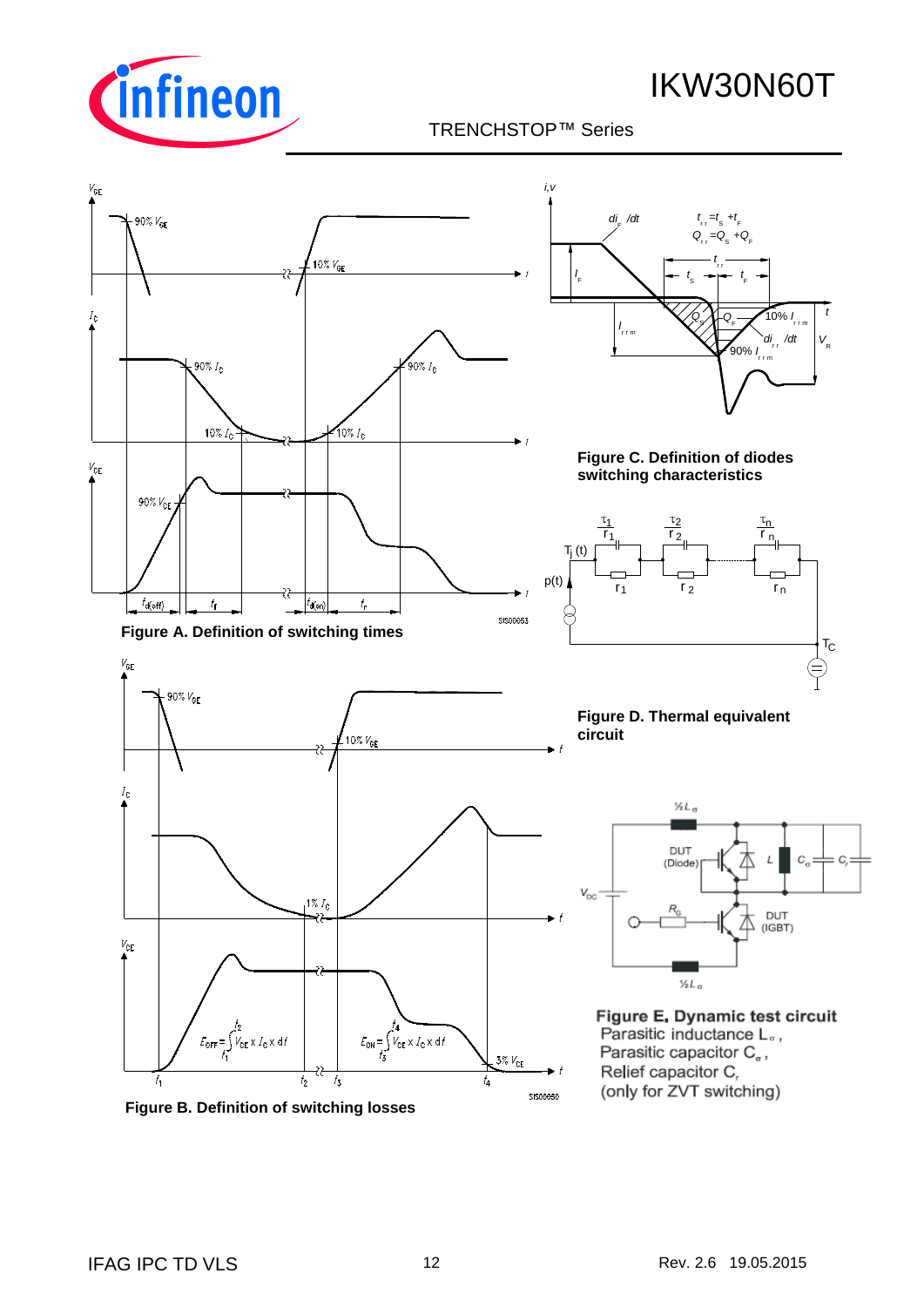**Figure A. Definition of switching times**

**Figure C. Definition of diodes switching characteristics**

**Figure D. Thermal equivalent circuit**

**Figure B. Definition of switching losses**

**Figure E. Dynamic test circuit**
Parasitic inductance $L_\sigma$,
Parasitic capacitor $C_\sigma$,
Relief capacitor $C_r$
(only for ZVT switching)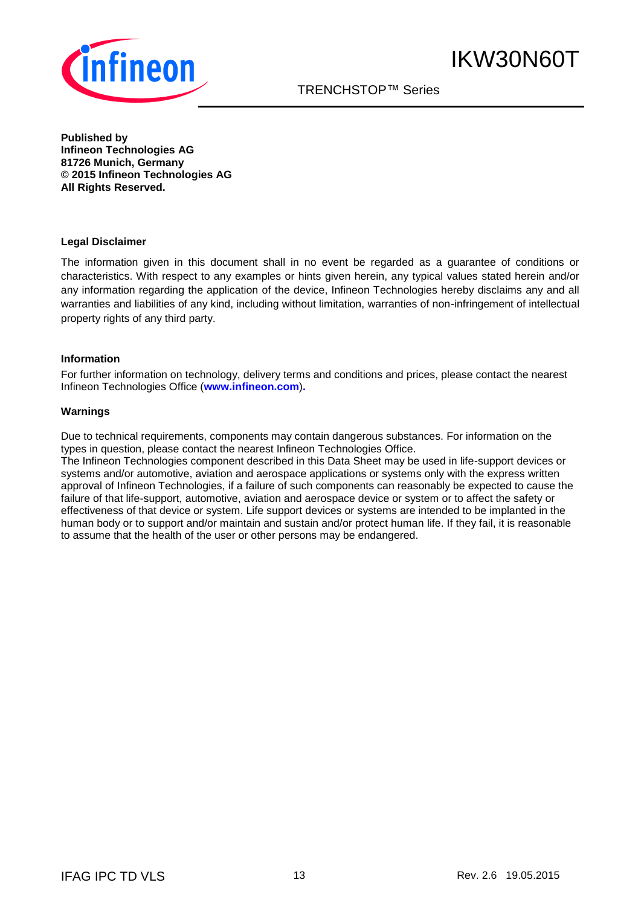**Published by**
**Infineon Technologies AG**
**81726 Munich, Germany**
**© 2015 Infineon Technologies AG**
**All Rights Reserved.**

### Legal Disclaimer

The information given in this document shall in no event be regarded as a guarantee of conditions or characteristics. With respect to any examples or hints given herein, any typical values stated herein and/or any information regarding the application of the device, Infineon Technologies hereby disclaims any and all warranties and liabilities of any kind, including without limitation, warranties of non-infringement of intellectual property rights of any third party.

### Information

For further information on technology, delivery terms and conditions and prices, please contact the nearest Infineon Technologies Office (**www.infineon.com**).

### Warnings

Due to technical requirements, components may contain dangerous substances. For information on the types in question, please contact the nearest Infineon Technologies Office.
The Infineon Technologies component described in this Data Sheet may be used in life-support devices or systems and/or automotive, aviation and aerospace applications or systems only with the express written approval of Infineon Technologies, if a failure of such components can reasonably be expected to cause the failure of that life-support, automotive, aviation and aerospace device or system or to affect the safety or effectiveness of that device or system. Life support devices or systems are intended to be implanted in the human body or to support and/or maintain and sustain and/or protect human life. If they fail, it is reasonable to assume that the health of the user or other persons may be endangered.